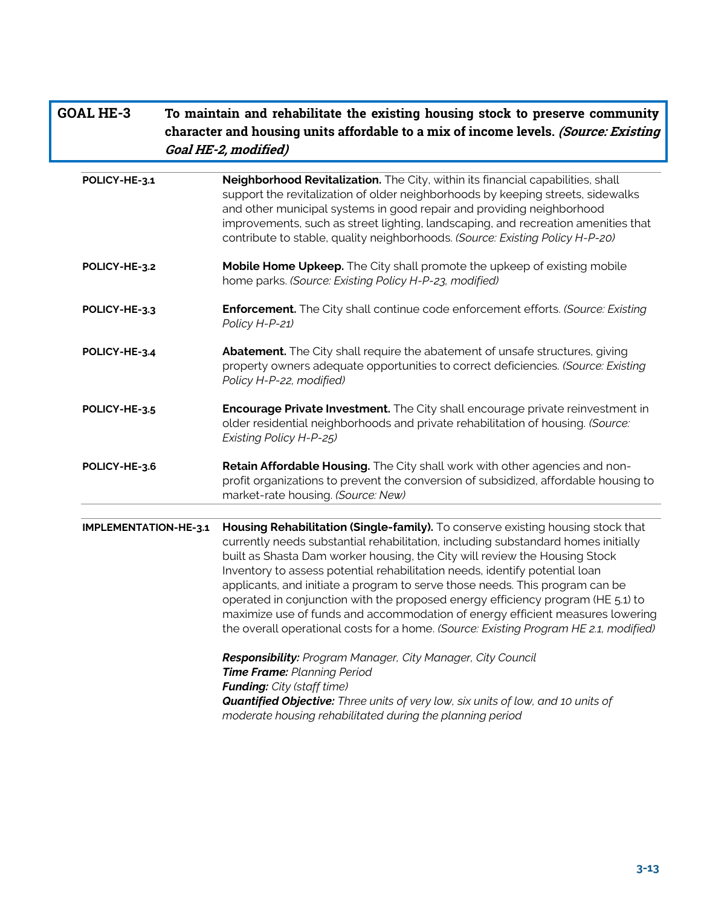## GOAL HE-3 To maintain and rehabilitate the existing housing stock to preserve community character and housing units affordable to a mix of income levels. *(Source: Existing Goal HE-2, modified)*

**POLICY-HE-3.1** **Neighborhood Revitalization.** The City, within its financial capabilities, shall support the revitalization of older neighborhoods by keeping streets, sidewalks and other municipal systems in good repair and providing neighborhood improvements, such as street lighting, landscaping, and recreation amenities that contribute to stable, quality neighborhoods. *(Source: Existing Policy H-P-20)*

**POLICY-HE-3.2** **Mobile Home Upkeep.** The City shall promote the upkeep of existing mobile home parks. *(Source: Existing Policy H-P-23, modified)*

**POLICY-HE-3.3** **Enforcement.** The City shall continue code enforcement efforts. *(Source: Existing Policy H-P-21)*

**POLICY-HE-3.4** **Abatement.** The City shall require the abatement of unsafe structures, giving property owners adequate opportunities to correct deficiencies. *(Source: Existing Policy H-P-22, modified)*

**POLICY-HE-3.5** **Encourage Private Investment.** The City shall encourage private reinvestment in older residential neighborhoods and private rehabilitation of housing. *(Source: Existing Policy H-P-25)*

**POLICY-HE-3.6** **Retain Affordable Housing.** The City shall work with other agencies and non-profit organizations to prevent the conversion of subsidized, affordable housing to market-rate housing. *(Source: New)*

**IMPLEMENTATION-HE-3.1** **Housing Rehabilitation (Single-family).** To conserve existing housing stock that currently needs substantial rehabilitation, including substandard homes initially built as Shasta Dam worker housing, the City will review the Housing Stock Inventory to assess potential rehabilitation needs, identify potential loan applicants, and initiate a program to serve those needs. This program can be operated in conjunction with the proposed energy efficiency program (HE 5.1) to maximize use of funds and accommodation of energy efficient measures lowering the overall operational costs for a home. *(Source: Existing Program HE 2.1, modified)*

***Responsibility:*** *Program Manager, City Manager, City Council*
***Time Frame:*** *Planning Period*
***Funding:*** *City (staff time)*
***Quantified Objective:*** *Three units of very low, six units of low, and 10 units of moderate housing rehabilitated during the planning period*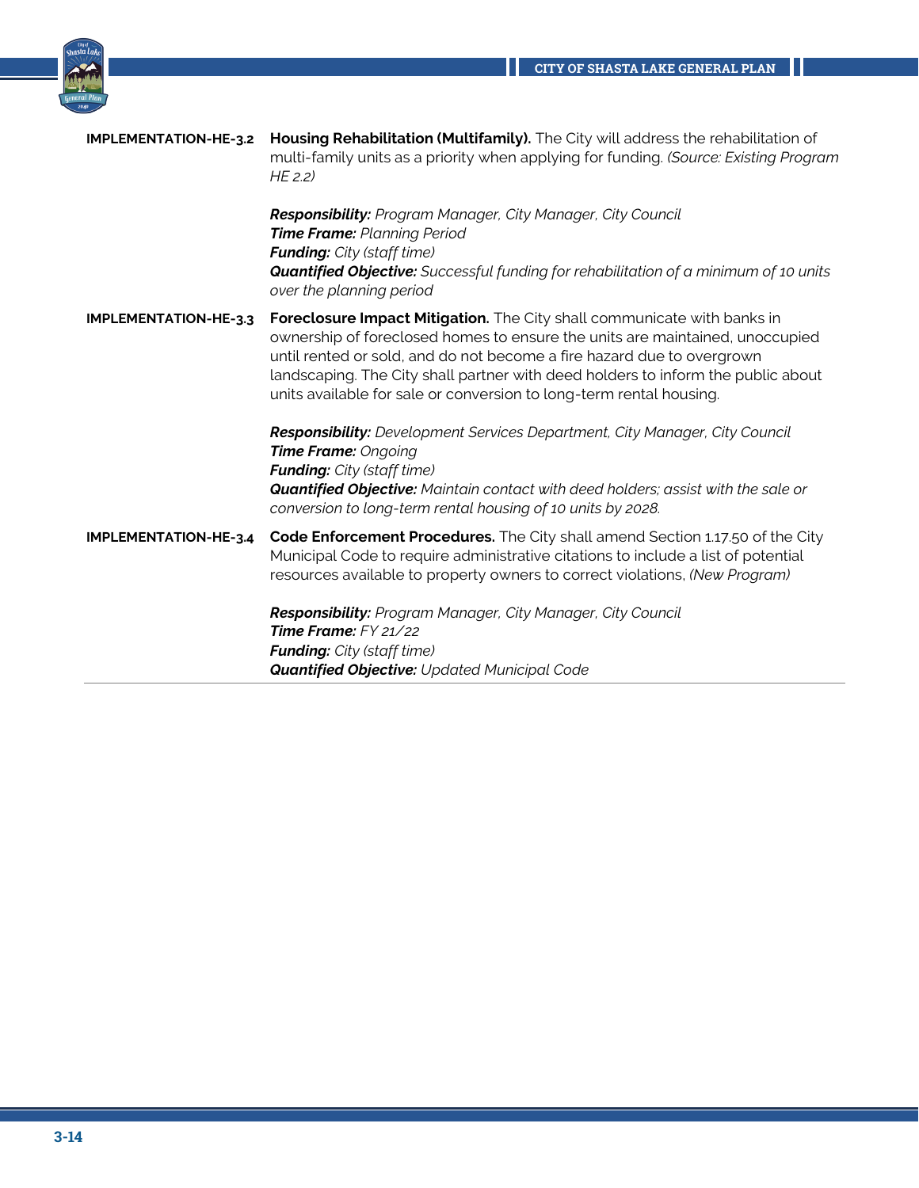**IMPLEMENTATION-HE-3.2** **Housing Rehabilitation (Multifamily).** The City will address the rehabilitation of multi-family units as a priority when applying for funding. *(Source: Existing Program HE 2.2)*

***Responsibility:*** *Program Manager, City Manager, City Council*
***Time Frame:*** *Planning Period*
***Funding:*** *City (staff time)*
***Quantified Objective:*** *Successful funding for rehabilitation of a minimum of 10 units over the planning period*

**IMPLEMENTATION-HE-3.3** **Foreclosure Impact Mitigation.** The City shall communicate with banks in ownership of foreclosed homes to ensure the units are maintained, unoccupied until rented or sold, and do not become a fire hazard due to overgrown landscaping. The City shall partner with deed holders to inform the public about units available for sale or conversion to long-term rental housing.

***Responsibility:*** *Development Services Department, City Manager, City Council*
***Time Frame:*** *Ongoing*
***Funding:*** *City (staff time)*
***Quantified Objective:*** *Maintain contact with deed holders; assist with the sale or conversion to long-term rental housing of 10 units by 2028.*

**IMPLEMENTATION-HE-3.4** **Code Enforcement Procedures.** The City shall amend Section 1.17.50 of the City Municipal Code to require administrative citations to include a list of potential resources available to property owners to correct violations, *(New Program)*

***Responsibility:*** *Program Manager, City Manager, City Council*
***Time Frame:*** *FY 21/22*
***Funding:*** *City (staff time)*
***Quantified Objective:*** *Updated Municipal Code*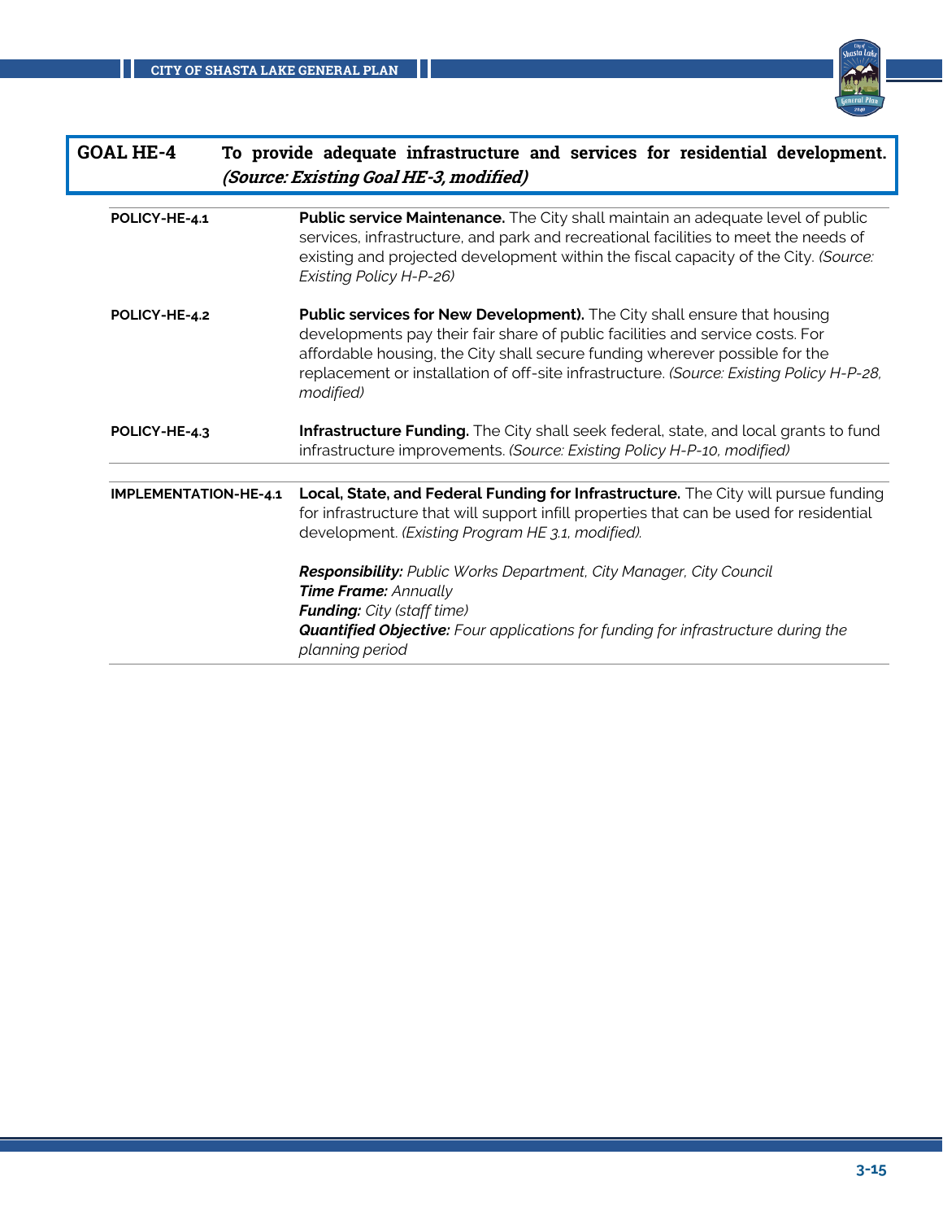## GOAL HE-4 To provide adequate infrastructure and services for residential development. *(Source: Existing Goal HE-3, modified)*

| | |
|---|---|
| **POLICY-HE-4.1** | **Public service Maintenance.** The City shall maintain an adequate level of public services, infrastructure, and park and recreational facilities to meet the needs of existing and projected development within the fiscal capacity of the City. *(Source: Existing Policy H-P-26)* |
| **POLICY-HE-4.2** | **Public services for New Development).** The City shall ensure that housing developments pay their fair share of public facilities and service costs. For affordable housing, the City shall secure funding wherever possible for the replacement or installation of off-site infrastructure. *(Source: Existing Policy H-P-28, modified)* |
| **POLICY-HE-4.3** | **Infrastructure Funding.** The City shall seek federal, state, and local grants to fund infrastructure improvements. *(Source: Existing Policy H-P-10, modified)* |

| | |
|---|---|
| **IMPLEMENTATION-HE-4.1** | **Local, State, and Federal Funding for Infrastructure.** The City will pursue funding for infrastructure that will support infill properties that can be used for residential development. *(Existing Program HE 3.1, modified).*<br><br>***Responsibility:*** *Public Works Department, City Manager, City Council*<br>***Time Frame:*** *Annually*<br>***Funding:*** *City (staff time)*<br>***Quantified Objective:*** *Four applications for funding for infrastructure during the planning period* |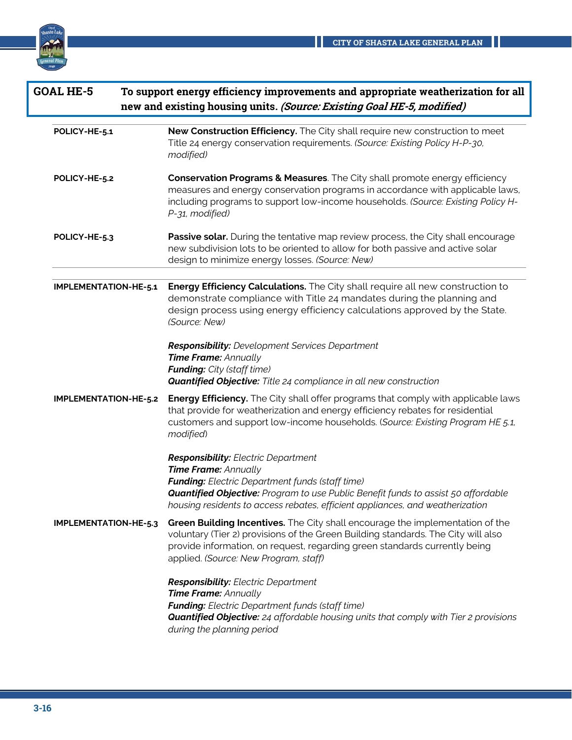## GOAL HE-5 To support energy efficiency improvements and appropriate weatherization for all new and existing housing units. *(Source: Existing Goal HE-5, modified)*

**POLICY-HE-5.1** **New Construction Efficiency.** The City shall require new construction to meet Title 24 energy conservation requirements. *(Source: Existing Policy H-P-30, modified)*

**POLICY-HE-5.2** **Conservation Programs & Measures**. The City shall promote energy efficiency measures and energy conservation programs in accordance with applicable laws, including programs to support low-income households. *(Source: Existing Policy H-P-31, modified)*

**POLICY-HE-5.3** **Passive solar.** During the tentative map review process, the City shall encourage new subdivision lots to be oriented to allow for both passive and active solar design to minimize energy losses. *(Source: New)*

**IMPLEMENTATION-HE-5.1** **Energy Efficiency Calculations.** The City shall require all new construction to demonstrate compliance with Title 24 mandates during the planning and design process using energy efficiency calculations approved by the State. *(Source: New)*

***Responsibility:*** *Development Services Department*
***Time Frame:*** *Annually*
***Funding:*** *City (staff time)*
***Quantified Objective:*** *Title 24 compliance in all new construction*

**IMPLEMENTATION-HE-5.2** **Energy Efficiency.** The City shall offer programs that comply with applicable laws that provide for weatherization and energy efficiency rebates for residential customers and support low-income households. (*Source: Existing Program HE 5.1, modified*)

***Responsibility:*** *Electric Department*
***Time Frame:*** *Annually*
***Funding:*** *Electric Department funds (staff time)*
***Quantified Objective:*** *Program to use Public Benefit funds to assist 50 affordable housing residents to access rebates, efficient appliances, and weatherization*

**IMPLEMENTATION-HE-5.3** **Green Building Incentives.** The City shall encourage the implementation of the voluntary (Tier 2) provisions of the Green Building standards. The City will also provide information, on request, regarding green standards currently being applied. *(Source: New Program, staff)*

***Responsibility:*** *Electric Department*
***Time Frame:*** *Annually*
***Funding:*** *Electric Department funds (staff time)*
***Quantified Objective:*** *24 affordable housing units that comply with Tier 2 provisions during the planning period*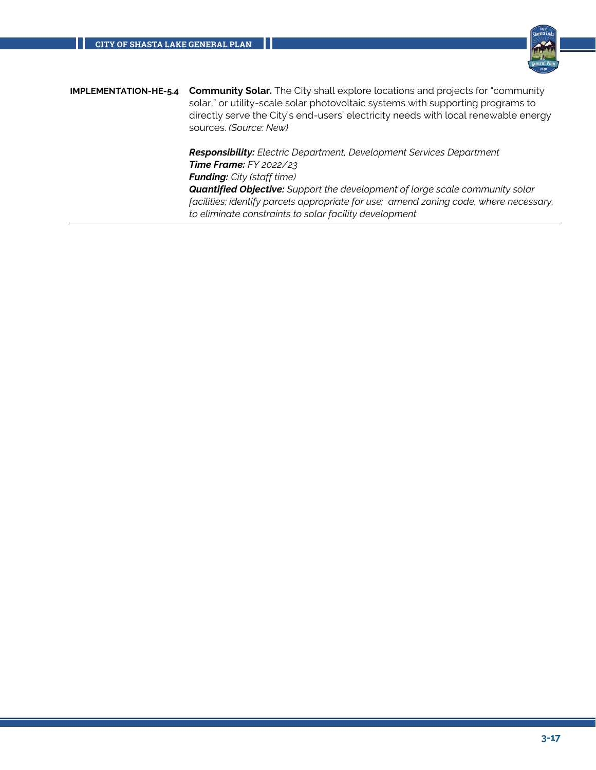**IMPLEMENTATION-HE-5.4** **Community Solar.** The City shall explore locations and projects for "community solar," or utility-scale solar photovoltaic systems with supporting programs to directly serve the City's end-users' electricity needs with local renewable energy sources. *(Source: New)*

***Responsibility:*** *Electric Department, Development Services Department*
***Time Frame:*** *FY 2022/23*
***Funding:*** *City (staff time)*
***Quantified Objective:*** *Support the development of large scale community solar facilities; identify parcels appropriate for use; amend zoning code, where necessary, to eliminate constraints to solar facility development*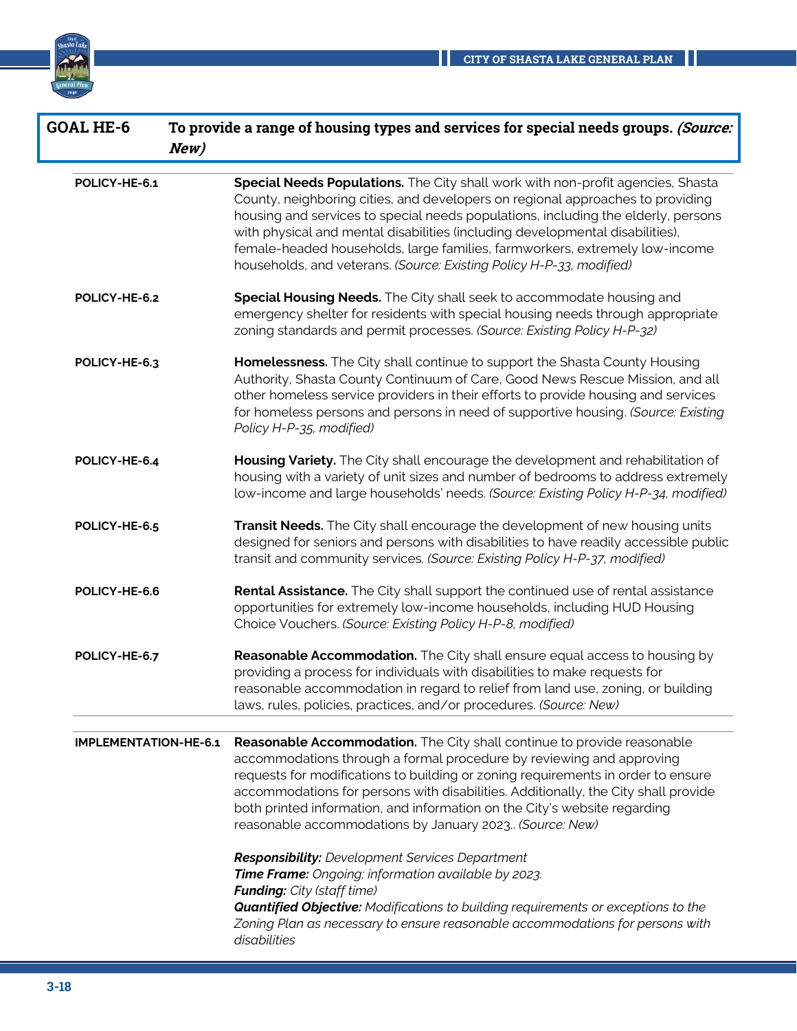## GOAL HE-6 To provide a range of housing types and services for special needs groups. *(Source: New)*

**POLICY-HE-6.1** **Special Needs Populations.** The City shall work with non-profit agencies, Shasta County, neighboring cities, and developers on regional approaches to providing housing and services to special needs populations, including the elderly, persons with physical and mental disabilities (including developmental disabilities), female-headed households, large families, farmworkers, extremely low-income households, and veterans. *(Source: Existing Policy H-P-33, modified)*

**POLICY-HE-6.2** **Special Housing Needs.** The City shall seek to accommodate housing and emergency shelter for residents with special housing needs through appropriate zoning standards and permit processes. *(Source: Existing Policy H-P-32)*

**POLICY-HE-6.3** **Homelessness.** The City shall continue to support the Shasta County Housing Authority, Shasta County Continuum of Care, Good News Rescue Mission, and all other homeless service providers in their efforts to provide housing and services for homeless persons and persons in need of supportive housing. *(Source: Existing Policy H-P-35, modified)*

**POLICY-HE-6.4** **Housing Variety.** The City shall encourage the development and rehabilitation of housing with a variety of unit sizes and number of bedrooms to address extremely low-income and large households' needs. *(Source: Existing Policy H-P-34, modified)*

**POLICY-HE-6.5** **Transit Needs.** The City shall encourage the development of new housing units designed for seniors and persons with disabilities to have readily accessible public transit and community services. *(Source: Existing Policy H-P-37, modified)*

**POLICY-HE-6.6** **Rental Assistance.** The City shall support the continued use of rental assistance opportunities for extremely low-income households, including HUD Housing Choice Vouchers. *(Source: Existing Policy H-P-8, modified)*

**POLICY-HE-6.7** **Reasonable Accommodation.** The City shall ensure equal access to housing by providing a process for individuals with disabilities to make requests for reasonable accommodation in regard to relief from land use, zoning, or building laws, rules, policies, practices, and/or procedures. *(Source: New)*

**IMPLEMENTATION-HE-6.1** **Reasonable Accommodation.** The City shall continue to provide reasonable accommodations through a formal procedure by reviewing and approving requests for modifications to building or zoning requirements in order to ensure accommodations for persons with disabilities. Additionally, the City shall provide both printed information, and information on the City's website regarding reasonable accommodations by January 2023.. *(Source: New)*

***Responsibility:*** *Development Services Department*
***Time Frame:*** *Ongoing; information available by 2023.*
***Funding:*** *City (staff time)*
***Quantified Objective:*** *Modifications to building requirements or exceptions to the Zoning Plan as necessary to ensure reasonable accommodations for persons with disabilities*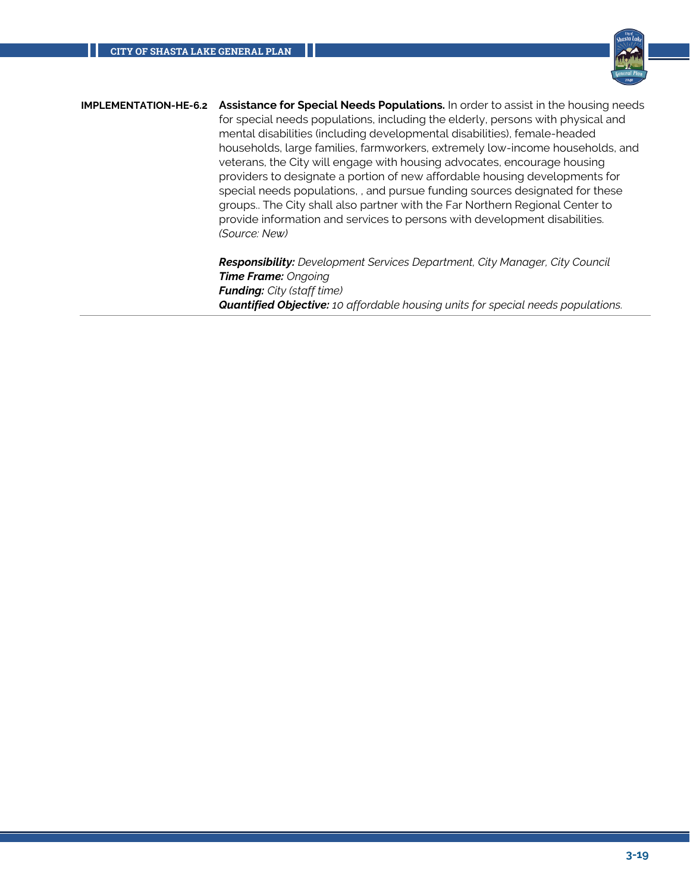**IMPLEMENTATION-HE-6.2** **Assistance for Special Needs Populations.** In order to assist in the housing needs for special needs populations, including the elderly, persons with physical and mental disabilities (including developmental disabilities), female-headed households, large families, farmworkers, extremely low-income households, and veterans, the City will engage with housing advocates, encourage housing providers to designate a portion of new affordable housing developments for special needs populations, , and pursue funding sources designated for these groups.. The City shall also partner with the Far Northern Regional Center to provide information and services to persons with development disabilities. *(Source: New)*

***Responsibility:*** *Development Services Department, City Manager, City Council*
***Time Frame:*** *Ongoing*
***Funding:*** *City (staff time)*
***Quantified Objective:*** *10 affordable housing units for special needs populations.*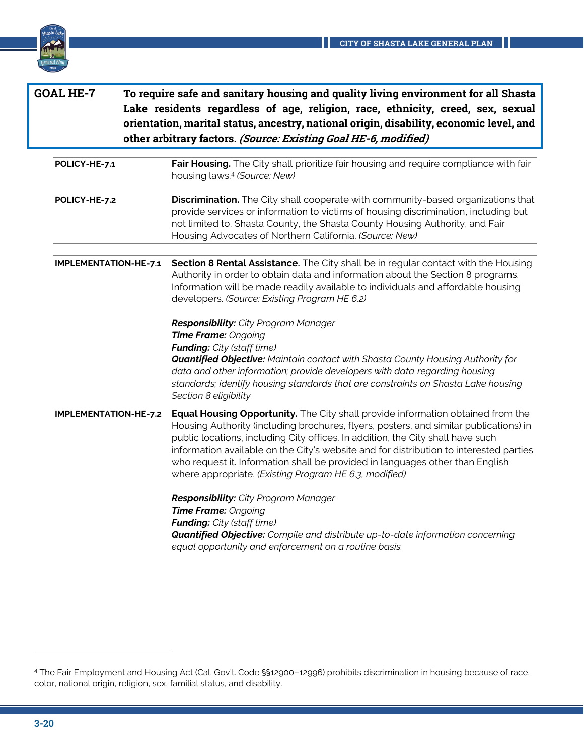## GOAL HE-7 To require safe and sanitary housing and quality living environment for all Shasta Lake residents regardless of age, religion, race, ethnicity, creed, sex, sexual orientation, marital status, ancestry, national origin, disability, economic level, and other arbitrary factors. *(Source: Existing Goal HE-6, modified)*

**POLICY-HE-7.1** **Fair Housing.** The City shall prioritize fair housing and require compliance with fair housing laws.[4] *(Source: New)*

**POLICY-HE-7.2** **Discrimination.** The City shall cooperate with community-based organizations that provide services or information to victims of housing discrimination, including but not limited to, Shasta County, the Shasta County Housing Authority, and Fair Housing Advocates of Northern California. *(Source: New)*

---

**IMPLEMENTATION-HE-7.1** **Section 8 Rental Assistance.** The City shall be in regular contact with the Housing Authority in order to obtain data and information about the Section 8 programs. Information will be made readily available to individuals and affordable housing developers. *(Source: Existing Program HE 6.2)*

***Responsibility:*** *City Program Manager*
***Time Frame:*** *Ongoing*
***Funding:*** *City (staff time)*
***Quantified Objective:*** *Maintain contact with Shasta County Housing Authority for data and other information; provide developers with data regarding housing standards; identify housing standards that are constraints on Shasta Lake housing Section 8 eligibility*

**IMPLEMENTATION-HE-7.2** **Equal Housing Opportunity.** The City shall provide information obtained from the Housing Authority (including brochures, flyers, posters, and similar publications) in public locations, including City offices. In addition, the City shall have such information available on the City's website and for distribution to interested parties who request it. Information shall be provided in languages other than English where appropriate. *(Existing Program HE 6.3, modified)*

***Responsibility:*** *City Program Manager*
***Time Frame:*** *Ongoing*
***Funding:*** *City (staff time)*
***Quantified Objective:*** *Compile and distribute up-to-date information concerning equal opportunity and enforcement on a routine basis.*

---

[4] The Fair Employment and Housing Act (Cal. Gov't. Code §§12900–12996) prohibits discrimination in housing because of race, color, national origin, religion, sex, familial status, and disability.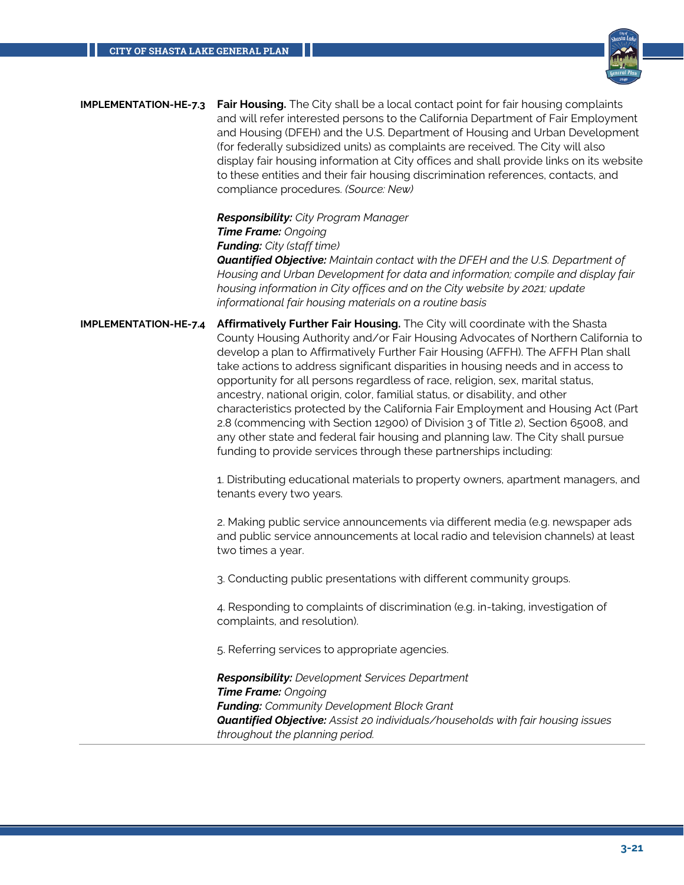**IMPLEMENTATION-HE-7.3** **Fair Housing.** The City shall be a local contact point for fair housing complaints and will refer interested persons to the California Department of Fair Employment and Housing (DFEH) and the U.S. Department of Housing and Urban Development (for federally subsidized units) as complaints are received. The City will also display fair housing information at City offices and shall provide links on its website to these entities and their fair housing discrimination references, contacts, and compliance procedures. *(Source: New)*

***Responsibility:*** *City Program Manager*
***Time Frame:*** *Ongoing*
***Funding:*** *City (staff time)*
***Quantified Objective:*** *Maintain contact with the DFEH and the U.S. Department of Housing and Urban Development for data and information; compile and display fair housing information in City offices and on the City website by 2021; update informational fair housing materials on a routine basis*

**IMPLEMENTATION-HE-7.4** **Affirmatively Further Fair Housing.** The City will coordinate with the Shasta County Housing Authority and/or Fair Housing Advocates of Northern California to develop a plan to Affirmatively Further Fair Housing (AFFH). The AFFH Plan shall take actions to address significant disparities in housing needs and in access to opportunity for all persons regardless of race, religion, sex, marital status, ancestry, national origin, color, familial status, or disability, and other characteristics protected by the California Fair Employment and Housing Act (Part 2.8 (commencing with Section 12900) of Division 3 of Title 2), Section 65008, and any other state and federal fair housing and planning law. The City shall pursue funding to provide services through these partnerships including:

1. Distributing educational materials to property owners, apartment managers, and tenants every two years.

2. Making public service announcements via different media (e.g. newspaper ads and public service announcements at local radio and television channels) at least two times a year.

3. Conducting public presentations with different community groups.

4. Responding to complaints of discrimination (e.g. in-taking, investigation of complaints, and resolution).

5. Referring services to appropriate agencies.

***Responsibility:*** *Development Services Department*
***Time Frame:*** *Ongoing*
***Funding:*** *Community Development Block Grant*
***Quantified Objective:*** *Assist 20 individuals/households with fair housing issues throughout the planning period.*